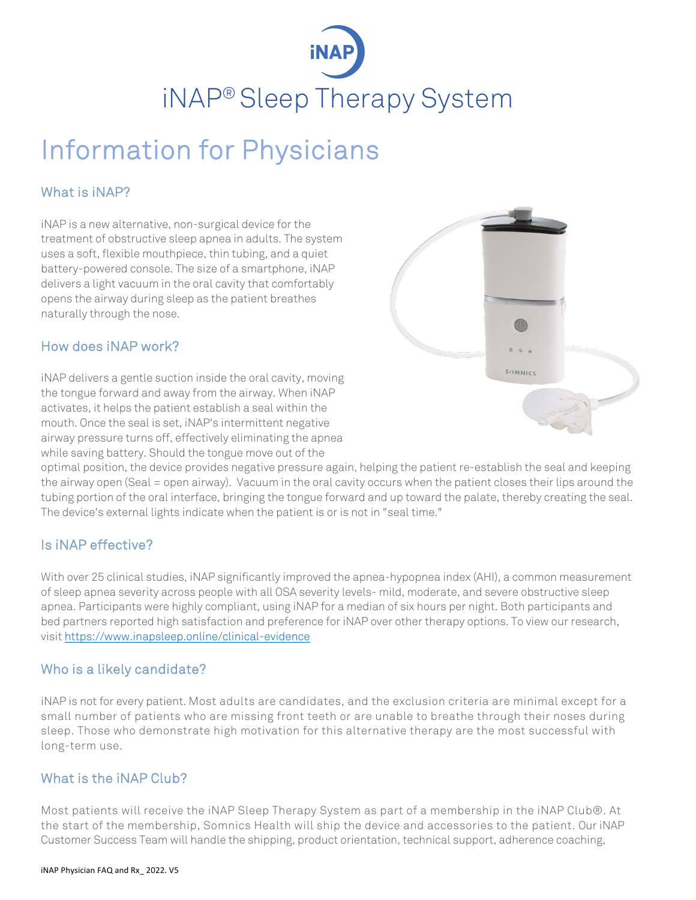# iNAP® Sleep Therapy System

## Information for Physicians

### What is iNAP?

iNAP is a new alternative, non-surgical device for the treatment of obstructive sleep apnea in adults. The system uses a soft, flexible mouthpiece, thin tubing, and a quiet battery-powered console. The size of a smartphone, iNAP delivers a light vacuum in the oral cavity that comfortably opens the airway during sleep as the patient breathes naturally through the nose.

### How does iNAP work?

iNAP delivers a gentle suction inside the oral cavity, moving the tongue forward and away from the airway. When iNAP activates, it helps the patient establish a seal within the mouth. Once the seal is set, iNAP's intermittent negative airway pressure turns off, effectively eliminating the apnea while saving battery. Should the tongue move out of the optimal position, the device provides negative pressure again, helping the patient re-establish the seal and keeping the airway open (Seal = open airway). Vacuum in the oral cavity occurs when the patient closes their lips around the tubing portion of the oral interface, bringing the tongue forward and up toward the palate, thereby creating the seal. The device's external lights indicate when the patient is or is not in "seal time."

### Is iNAP effective?

With over 25 clinical studies, iNAP significantly improved the apnea-hypopnea index (AHI), a common measurement of sleep apnea severity across people with all OSA severity levels- mild, moderate, and severe obstructive sleep apnea. Participants were highly compliant, using iNAP for a median of six hours per night. Both participants and bed partners reported high satisfaction and preference for iNAP over other therapy options. To view our research, visit https://www.inapsleep.online/clinical-evidence

### Who is a likely candidate?

iNAP is not for every patient. Most adults are candidates, and the exclusion criteria are minimal except for a small number of patients who are missing front teeth or are unable to breathe through their noses during sleep. Those who demonstrate high motivation for this alternative therapy are the most successful with long-term use.

### What is the iNAP Club?

Most patients will receive the iNAP Sleep Therapy System as part of a membership in the iNAP Club®. At the start of the membership, Somnics Health will ship the device and accessories to the patient. Our iNAP Customer Success Team will handle the shipping, product orientation, technical support, adherence coaching,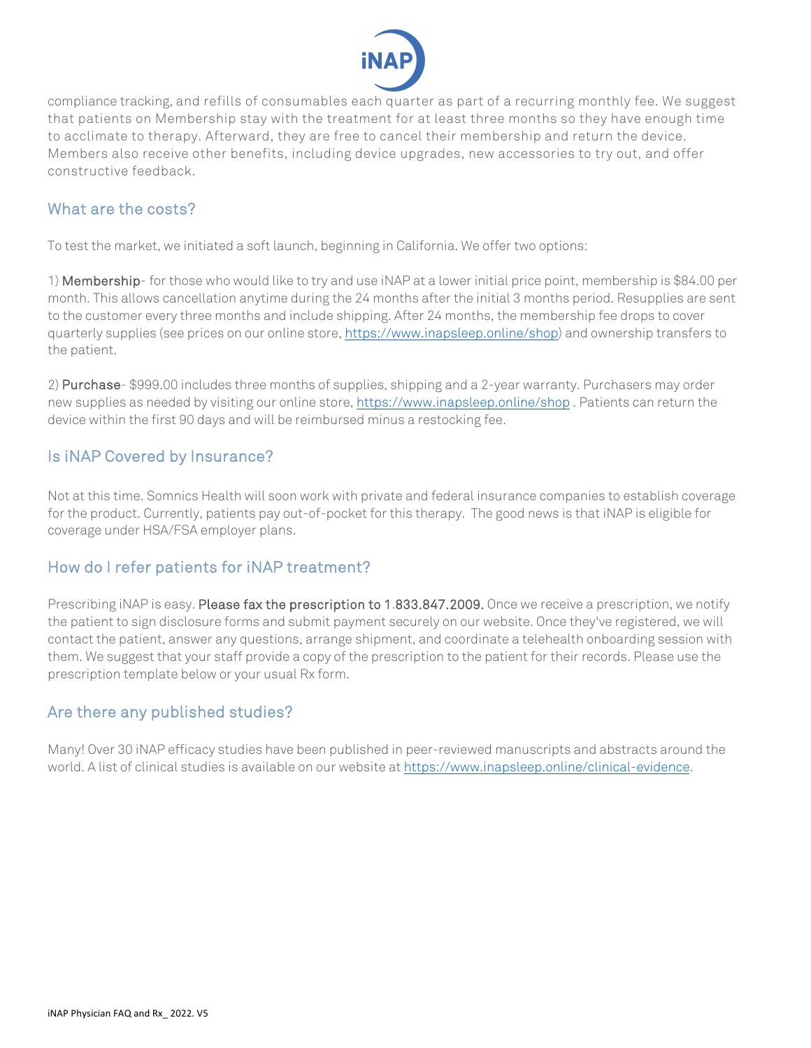compliance tracking, and refills of consumables each quarter as part of a recurring monthly fee. We suggest that patients on Membership stay with the treatment for at least three months so they have enough time to acclimate to therapy. Afterward, they are free to cancel their membership and return the device. Members also receive other benefits, including device upgrades, new accessories to try out, and offer constructive feedback.

## What are the costs?

To test the market, we initiated a soft launch, beginning in California. We offer two options:

1) **Membership**- for those who would like to try and use iNAP at a lower initial price point, membership is $84.00 per month. This allows cancellation anytime during the 24 months after the initial 3 months period. Resupplies are sent to the customer every three months and include shipping. After 24 months, the membership fee drops to cover quarterly supplies (see prices on our online store, https://www.inapsleep.online/shop) and ownership transfers to the patient.

2) **Purchase**- $999.00 includes three months of supplies, shipping and a 2-year warranty. Purchasers may order new supplies as needed by visiting our online store, https://www.inapsleep.online/shop . Patients can return the device within the first 90 days and will be reimbursed minus a restocking fee.

## Is iNAP Covered by Insurance?

Not at this time. Somnics Health will soon work with private and federal insurance companies to establish coverage for the product. Currently, patients pay out-of-pocket for this therapy. The good news is that iNAP is eligible for coverage under HSA/FSA employer plans.

## How do I refer patients for iNAP treatment?

Prescribing iNAP is easy. **Please fax the prescription to 1.833.847.2009.** Once we receive a prescription, we notify the patient to sign disclosure forms and submit payment securely on our website. Once they've registered, we will contact the patient, answer any questions, arrange shipment, and coordinate a telehealth onboarding session with them. We suggest that your staff provide a copy of the prescription to the patient for their records. Please use the prescription template below or your usual Rx form.

## Are there any published studies?

Many! Over 30 iNAP efficacy studies have been published in peer-reviewed manuscripts and abstracts around the world. A list of clinical studies is available on our website at https://www.inapsleep.online/clinical-evidence.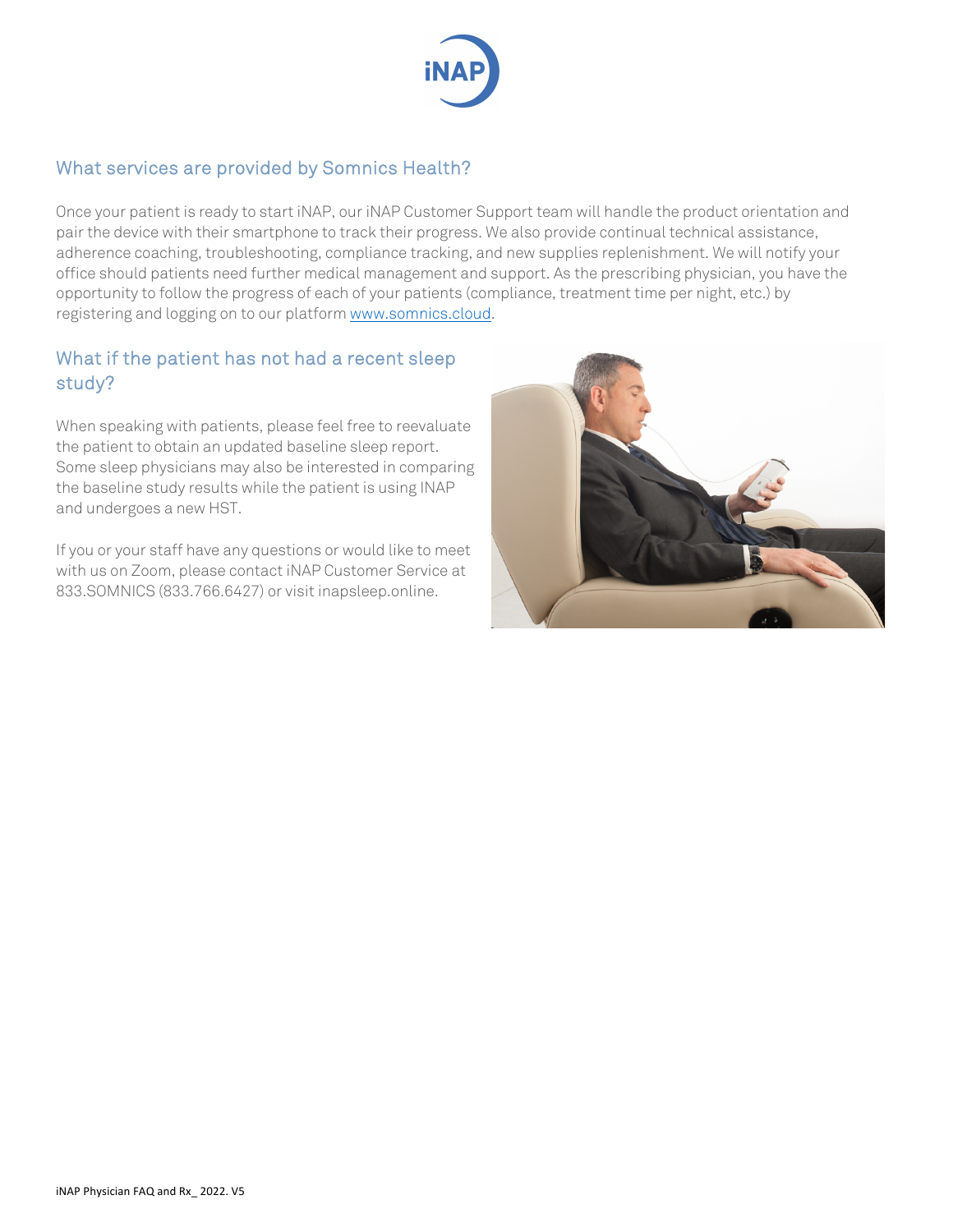## What services are provided by Somnics Health?

Once your patient is ready to start iNAP, our iNAP Customer Support team will handle the product orientation and pair the device with their smartphone to track their progress. We also provide continual technical assistance, adherence coaching, troubleshooting, compliance tracking, and new supplies replenishment. We will notify your office should patients need further medical management and support. As the prescribing physician, you have the opportunity to follow the progress of each of your patients (compliance, treatment time per night, etc.) by registering and logging on to our platform [www.somnics.cloud](http://www.somnics.cloud).

## What if the patient has not had a recent sleep study?

When speaking with patients, please feel free to reevaluate the patient to obtain an updated baseline sleep report. Some sleep physicians may also be interested in comparing the baseline study results while the patient is using INAP and undergoes a new HST.

If you or your staff have any questions or would like to meet with us on Zoom, please contact iNAP Customer Service at 833.SOMNICS (833.766.6427) or visit inapsleep.online.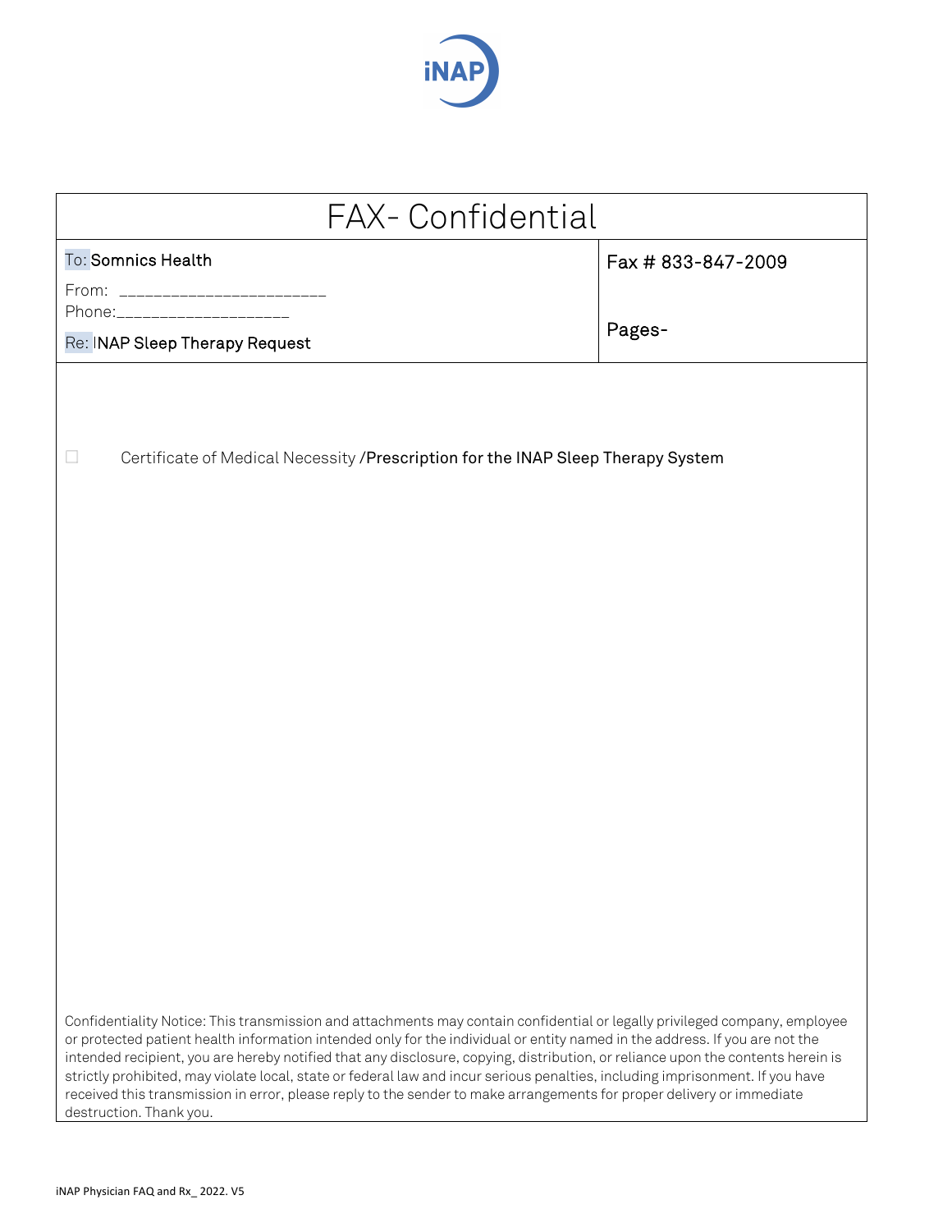iNAP

# FAX- Confidential

| To: Somnics Health<br>From: _______________________<br>Phone:____________________<br>Re: INAP Sleep Therapy Request | Fax # 833-847-2009<br><br>Pages- |
|---|---|

☐ Certificate of Medical Necessity /Prescription for the INAP Sleep Therapy System

Confidentiality Notice: This transmission and attachments may contain confidential or legally privileged company, employee or protected patient health information intended only for the individual or entity named in the address. If you are not the intended recipient, you are hereby notified that any disclosure, copying, distribution, or reliance upon the contents herein is strictly prohibited, may violate local, state or federal law and incur serious penalties, including imprisonment. If you have received this transmission in error, please reply to the sender to make arrangements for proper delivery or immediate destruction. Thank you.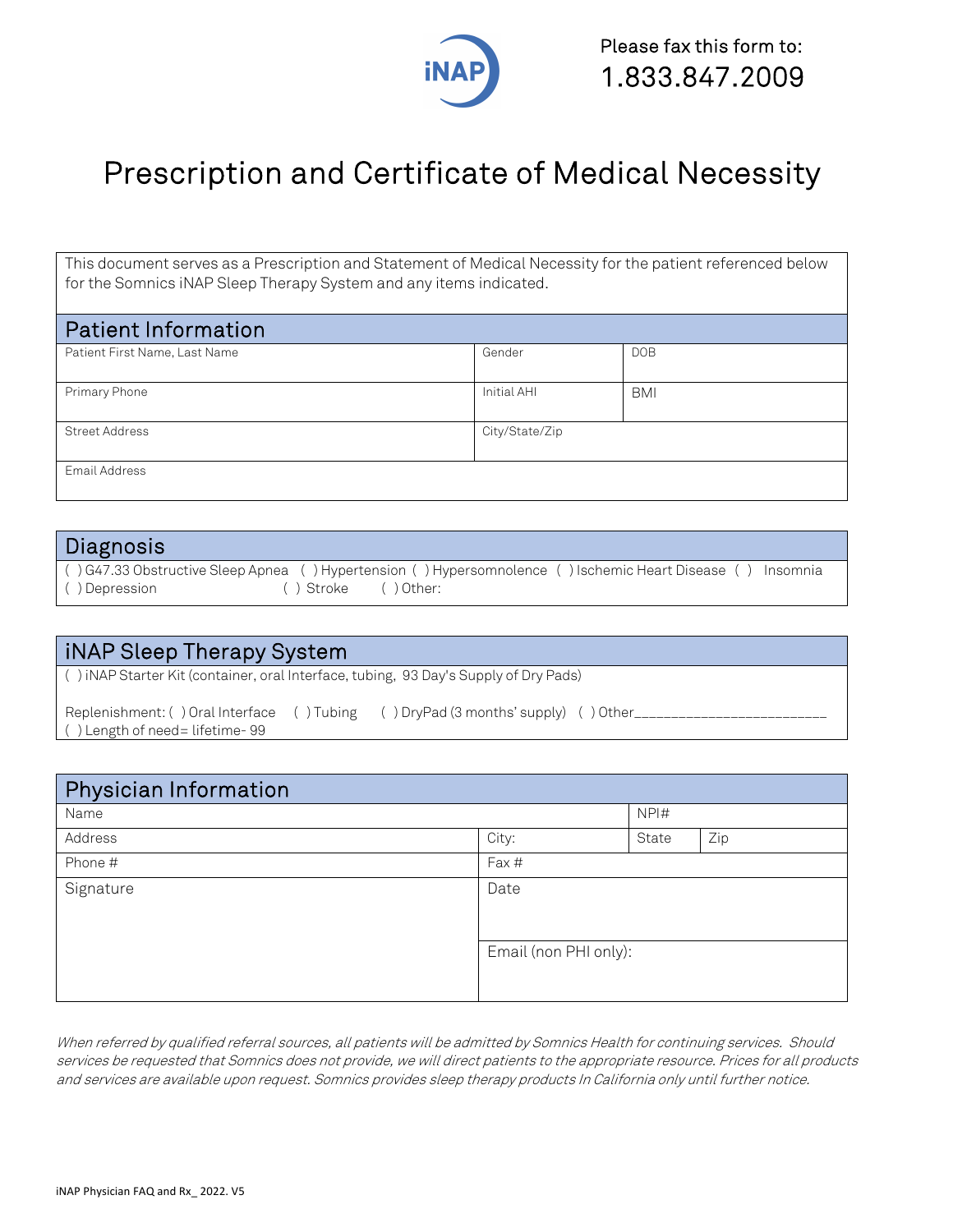Please fax this form to:
1.833.847.2009

# Prescription and Certificate of Medical Necessity

This document serves as a Prescription and Statement of Medical Necessity for the patient referenced below for the Somnics iNAP Sleep Therapy System and any items indicated.

## Patient Information

| | | |
|---|---|---|
| Patient First Name, Last Name | Gender | DOB |
| Primary Phone | Initial AHI | BMI |
| Street Address | City/State/Zip | |
| Email Address | | |

## Diagnosis

( ) G47.33 Obstructive Sleep Apnea ( ) Hypertension ( ) Hypersomnolence ( ) Ischemic Heart Disease ( ) Insomnia
( ) Depression ( ) Stroke ( ) Other:

## iNAP Sleep Therapy System

( ) iNAP Starter Kit (container, oral Interface, tubing, 93 Day's Supply of Dry Pads)

Replenishment: ( ) Oral Interface ( ) Tubing ( ) DryPad (3 months' supply) ( ) Other_________________________
( ) Length of need= lifetime- 99

## Physician Information

| | | | |
|---|---|---|---|
| Name | | NPI# | |
| Address | City: | State | Zip |
| Phone # | Fax # | | |
| Signature | Date | | |
| | Email (non PHI only): | | |

*When referred by qualified referral sources, all patients will be admitted by Somnics Health for continuing services. Should services be requested that Somnics does not provide, we will direct patients to the appropriate resource. Prices for all products and services are available upon request. Somnics provides sleep therapy products In California only until further notice.*

iNAP Physician FAQ and Rx_ 2022. V5